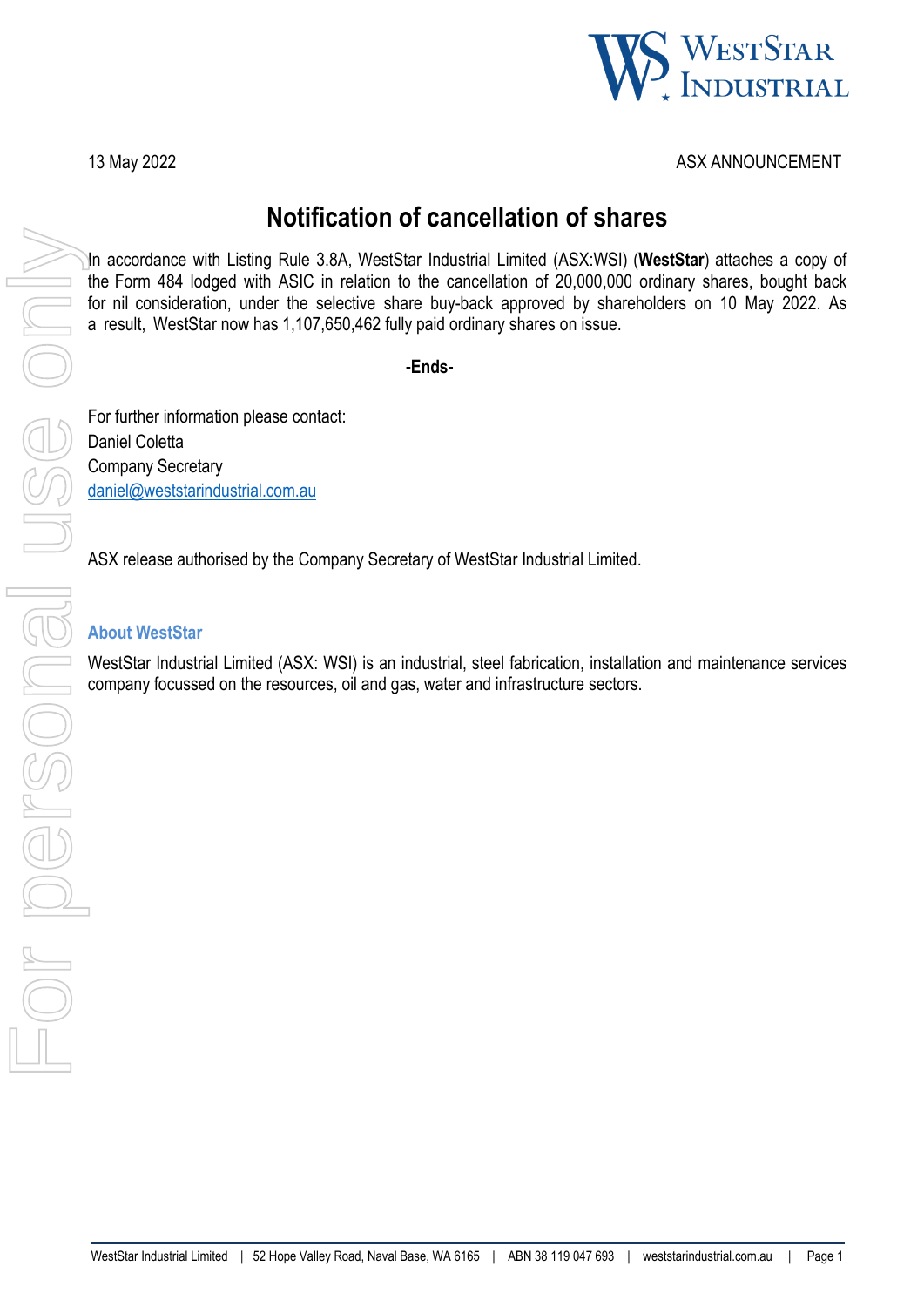13 May 2022

ASX ANNOUNCEMENT

# Notification of cancellation of shares

In accordance with Listing Rule 3.8A, WestStar Industrial Limited (ASX:WSI) (**WestStar**) attaches a copy of the Form 484 lodged with ASIC in relation to the cancellation of 20,000,000 ordinary shares, bought back for nil consideration, under the selective share buy-back approved by shareholders on 10 May 2022. As a result, WestStar now has 1,107,650,462 fully paid ordinary shares on issue.

**-Ends-**

For further information please contact:
Daniel Coletta
Company Secretary
daniel@weststarindustrial.com.au

ASX release authorised by the Company Secretary of WestStar Industrial Limited.

## About WestStar

WestStar Industrial Limited (ASX: WSI) is an industrial, steel fabrication, installation and maintenance services company focussed on the resources, oil and gas, water and infrastructure sectors.

WestStar Industrial Limited | 52 Hope Valley Road, Naval Base, WA 6165 | ABN 38 119 047 693 | weststarindustrial.com.au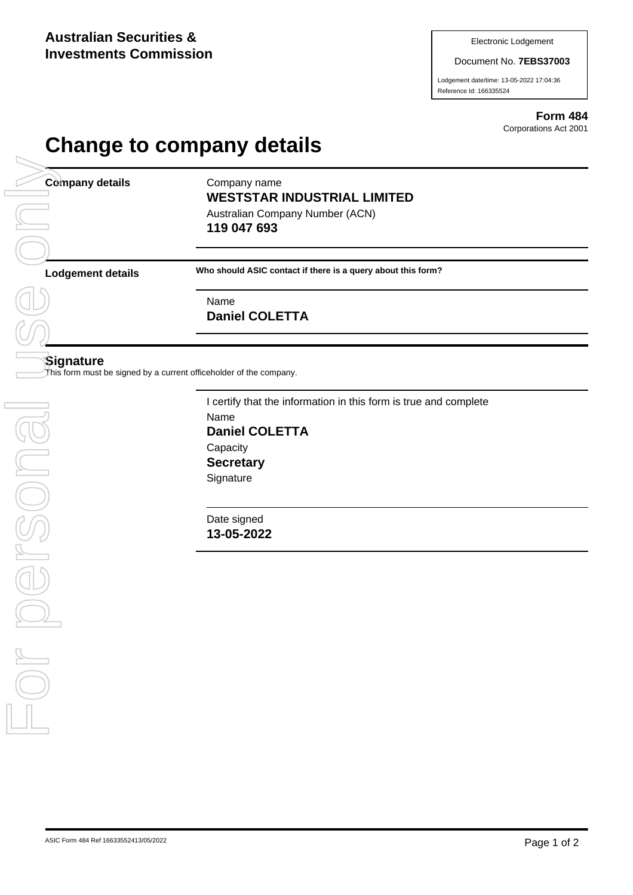Australian Securities & Investments Commission

Electronic Lodgement

Document No. **7EBS37003**

Lodgement date/time: 13-05-2022 17:04:36
Reference Id: 166335524

**Form 484**
Corporations Act 2001

# Change to company details

**Company details**

Company name
**WESTSTAR INDUSTRIAL LIMITED**

Australian Company Number (ACN)
**119 047 693**

**Lodgement details**

**Who should ASIC contact if there is a query about this form?**

Name
**Daniel COLETTA**

## Signature

This form must be signed by a current officeholder of the company.

I certify that the information in this form is true and complete

Name
**Daniel COLETTA**

Capacity
**Secretary**

Signature

Date signed
**13-05-2022**

ASIC Form 484 Ref 16633552413/05/2022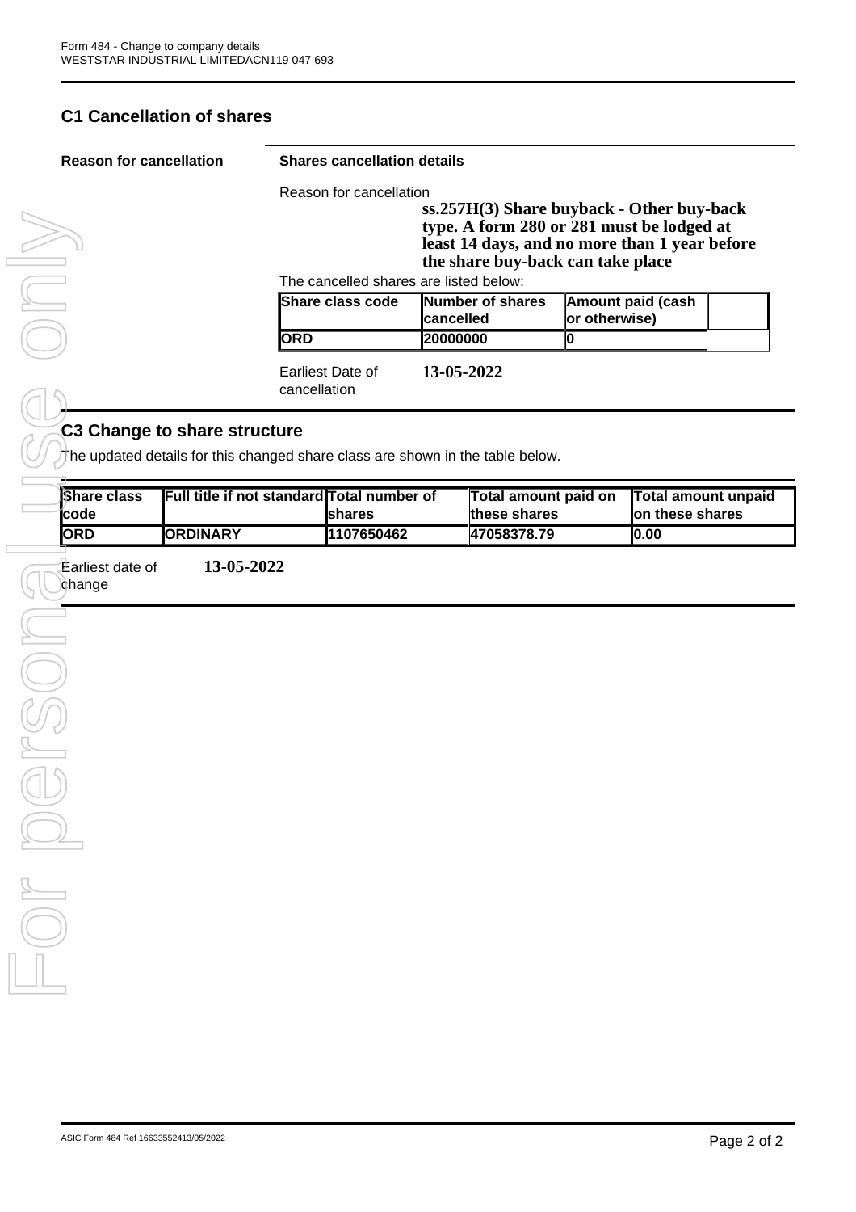## C1 Cancellation of shares

**Reason for cancellation**

**Shares cancellation details**

Reason for cancellation

**ss.257H(3) Share buyback - Other buy-back type. A form 280 or 281 must be lodged at least 14 days, and no more than 1 year before the share buy-back can take place**

The cancelled shares are listed below:

| Share class code | Number of shares cancelled | Amount paid (cash or otherwise) | |
|---|---|---|---|
| ORD | 20000000 | 0 | |

Earliest Date of cancellation **13-05-2022**

## C3 Change to share structure

The updated details for this changed share class are shown in the table below.

| Share class code | Full title if not standard | Total number of shares | Total amount paid on these shares | Total amount unpaid on these shares |
|---|---|---|---|---|
| ORD | ORDINARY | 1107650462 | 47058378.79 | 0.00 |

Earliest date of change **13-05-2022**